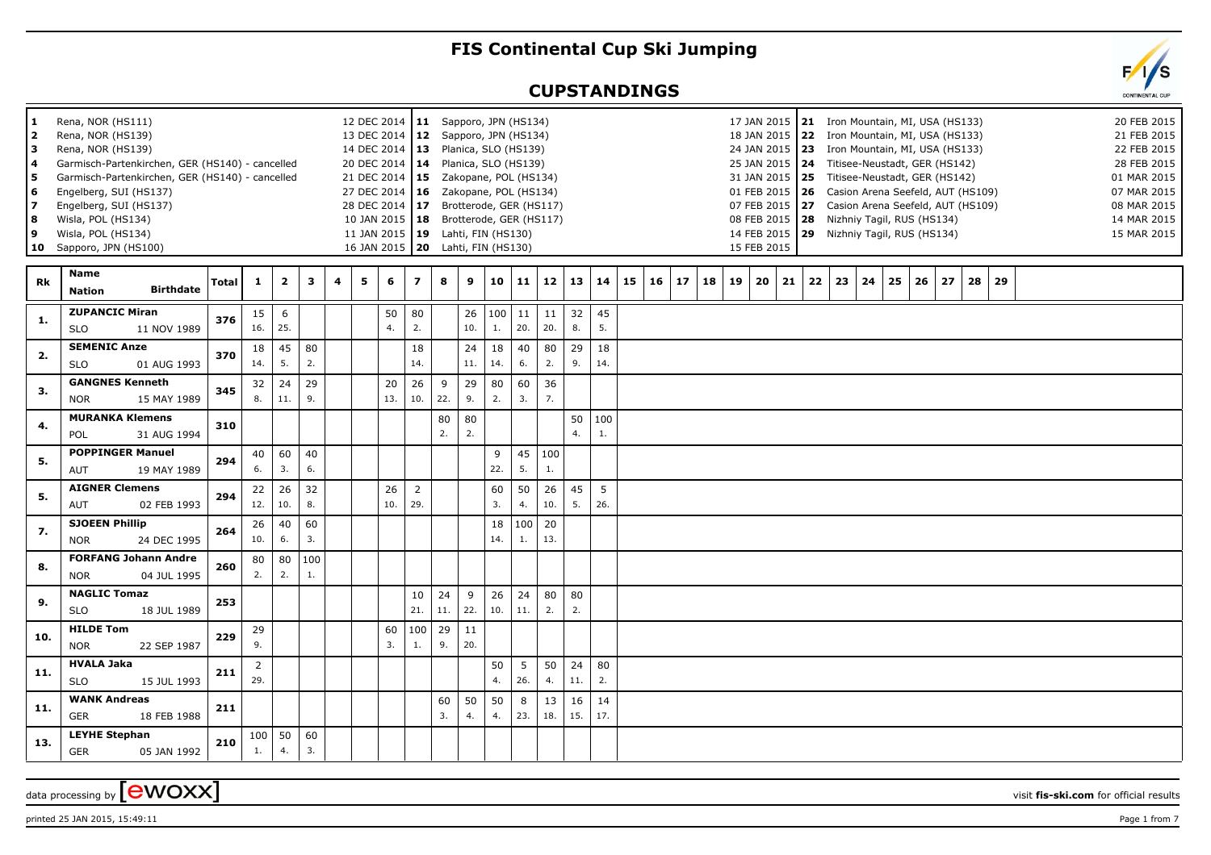# FIS Continental Cup Ski Jumping

## CUPSTANDINGS

| # | Venue | Date | # | Venue | Date | # | Venue | Date |
|---|---|---|---|---|---|---|---|---|
| 1 | Rena, NOR (HS111) | 12 DEC 2014 | 11 | Sapporo, JPN (HS134) | 17 JAN 2015 | 21 | Iron Mountain, MI, USA (HS133) | 20 FEB 2015 |
| 2 | Rena, NOR (HS139) | 13 DEC 2014 | 12 | Sapporo, JPN (HS134) | 18 JAN 2015 | 22 | Iron Mountain, MI, USA (HS133) | 21 FEB 2015 |
| 3 | Rena, NOR (HS139) | 14 DEC 2014 | 13 | Planica, SLO (HS139) | 24 JAN 2015 | 23 | Iron Mountain, MI, USA (HS133) | 22 FEB 2015 |
| 4 | Garmisch-Partenkirchen, GER (HS140) - cancelled | 20 DEC 2014 | 14 | Planica, SLO (HS139) | 25 JAN 2015 | 24 | Titisee-Neustadt, GER (HS142) | 28 FEB 2015 |
| 5 | Garmisch-Partenkirchen, GER (HS140) - cancelled | 21 DEC 2014 | 15 | Zakopane, POL (HS134) | 31 JAN 2015 | 25 | Titisee-Neustadt, GER (HS142) | 01 MAR 2015 |
| 6 | Engelberg, SUI (HS137) | 27 DEC 2014 | 16 | Zakopane, POL (HS134) | 01 FEB 2015 | 26 | Casion Arena Seefeld, AUT (HS109) | 07 MAR 2015 |
| 7 | Engelberg, SUI (HS137) | 28 DEC 2014 | 17 | Brotterode, GER (HS117) | 07 FEB 2015 | 27 | Casion Arena Seefeld, AUT (HS109) | 08 MAR 2015 |
| 8 | Wisla, POL (HS134) | 10 JAN 2015 | 18 | Brotterode, GER (HS117) | 08 FEB 2015 | 28 | Nizhniy Tagil, RUS (HS134) | 14 MAR 2015 |
| 9 | Wisla, POL (HS134) | 11 JAN 2015 | 19 | Lahti, FIN (HS130) | 14 FEB 2015 | 29 | Nizhniy Tagil, RUS (HS134) | 15 MAR 2015 |
| 10 | Sapporo, JPN (HS100) | 16 JAN 2015 | 20 | Lahti, FIN (HS130) | 15 FEB 2015 | | | |

| Rk | Name / Nation | Birthdate | Total | 1 | 2 | 3 | 4 | 5 | 6 | 7 | 8 | 9 | 10 | 11 | 12 | 13 | 14 | 15 | 16 | 17 | 18 | 19 | 20 | 21 | 22 | 23 | 24 | 25 | 26 | 27 | 28 | 29 |
|---|---|---|---|---|---|---|---|---|---|---|---|---|---|---|---|---|---|---|---|---|---|---|---|---|---|---|---|---|---|---|---|---|
| 1. | ZUPANCIC Miran SLO | 11 NOV 1989 | 376 | 15 (16.) | 6 (25.) | | | | 50 (4.) | 80 (2.) | | 26 (10.) | 100 (1.) | 11 (20.) | 11 (20.) | 32 (8.) | 45 (5.) | | | | | | | | | | | | | | | |
| 2. | SEMENIC Anze SLO | 01 AUG 1993 | 370 | 18 (14.) | 45 (5.) | 80 (2.) | | | | 18 (14.) | | 24 (11.) | 18 (14.) | 40 (6.) | 80 (2.) | 29 (9.) | 18 (14.) | | | | | | | | | | | | | | | |
| 3. | GANGNES Kenneth NOR | 15 MAY 1989 | 345 | 32 (8.) | 24 (11.) | 29 (9.) | | | 20 (13.) | 26 (10.) | 9 (22.) | 29 (9.) | 80 (2.) | 60 (3.) | 36 (7.) | | | | | | | | | | | | | | | | | |
| 4. | MURANKA Klemens POL | 31 AUG 1994 | 310 | | | | | | | | 80 (2.) | 80 (2.) | | | | 50 (4.) | 100 (1.) | | | | | | | | | | | | | | | |
| 5. | POPPINGER Manuel AUT | 19 MAY 1989 | 294 | 40 (6.) | 60 (3.) | 40 (6.) | | | | | | | 9 (22.) | 45 (5.) | 100 (1.) | | | | | | | | | | | | | | | | | |
| 5. | AIGNER Clemens AUT | 02 FEB 1993 | 294 | 22 (12.) | 26 (10.) | 32 (8.) | | | 26 (10.) | 2 (29.) | | | 60 (3.) | 50 (4.) | 26 (10.) | 45 (5.) | 5 (26.) | | | | | | | | | | | | | | | |
| 7. | SJOEEN Phillip NOR | 24 DEC 1995 | 264 | 26 (10.) | 40 (6.) | 60 (3.) | | | | | | | 18 (14.) | 100 (1.) | 20 (13.) | | | | | | | | | | | | | | | | | |
| 8. | FORFANG Johann Andre NOR | 04 JUL 1995 | 260 | 80 (2.) | 80 (2.) | 100 (1.) | | | | | | | | | | | | | | | | | | | | | | | | | | |
| 9. | NAGLIC Tomaz SLO | 18 JUL 1989 | 253 | | | | | | | 10 (21.) | 24 (11.) | 9 (22.) | 26 (10.) | 24 (11.) | 80 (2.) | 80 (2.) | | | | | | | | | | | | | | | | |
| 10. | HILDE Tom NOR | 22 SEP 1987 | 229 | 29 (9.) | | | | | 60 (3.) | 100 (1.) | 29 (9.) | 11 (20.) | | | | | | | | | | | | | | | | | | | | |
| 11. | HVALA Jaka SLO | 15 JUL 1993 | 211 | 2 (29.) | | | | | | | | | 50 (4.) | 5 (26.) | 50 (4.) | 24 (11.) | 80 (2.) | | | | | | | | | | | | | | | |
| 11. | WANK Andreas GER | 18 FEB 1988 | 211 | | | | | | | | 60 (3.) | 50 (4.) | 50 (4.) | 8 (23.) | 13 (18.) | 16 (15.) | 14 (17.) | | | | | | | | | | | | | | | |
| 13. | LEYHE Stephan GER | 05 JAN 1992 | 210 | 100 (1.) | 50 (4.) | 60 (3.) | | | | | | | | | | | | | | | | | | | | | | | | | | |

data processing by ewoxx — visit fis-ski.com for official results

printed 25 JAN 2015, 15:49:11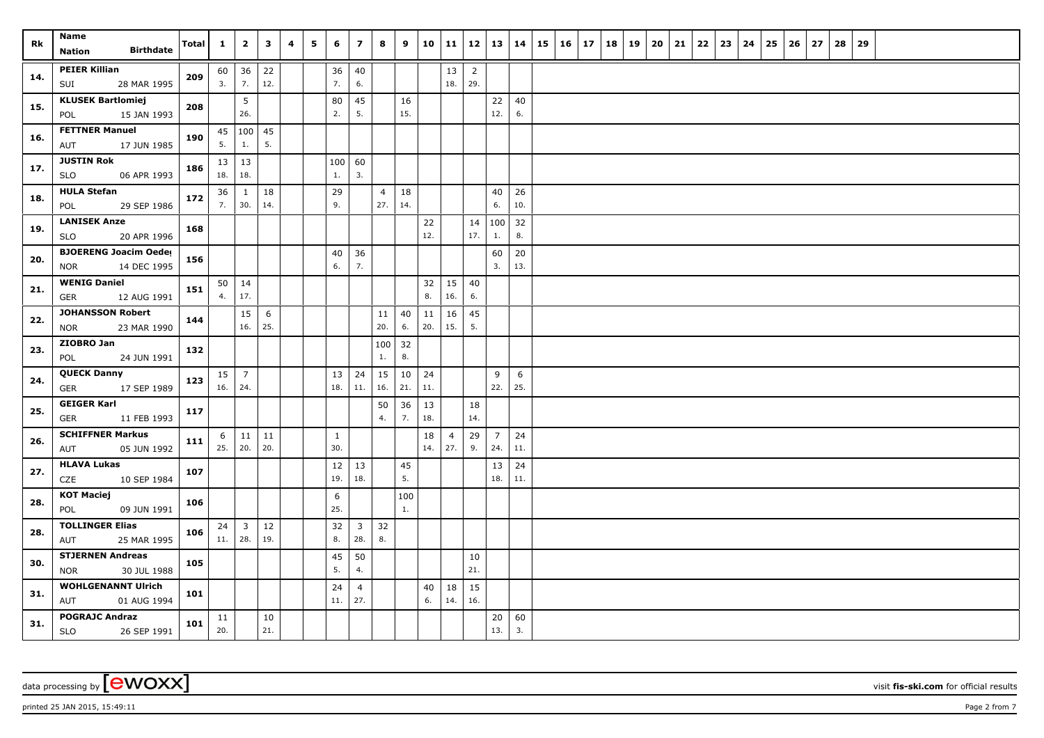| Rk | Name<br>Nation Birthdate | Total | 1 | 2 | 3 | 4 | 5 | 6 | 7 | 8 | 9 | 10 | 11 | 12 | 13 | 14 | 15 | 16 | 17 | 18 | 19 | 20 | 21 | 22 | 23 | 24 | 25 | 26 | 27 | 28 | 29 |
|---|---|---|---|---|---|---|---|---|---|---|---|---|---|---|---|---|---|---|---|---|---|---|---|---|---|---|---|---|---|---|---|
| 14. | PEIER Killian<br>SUI 28 MAR 1995 | 209 | 60<br>3. | 36<br>7. | 22<br>12. | | | 36<br>7. | 40<br>6. | | | | 13<br>18. | 2<br>29. | | | | | | | | | | | | | | | | | |
| 15. | KLUSEK Bartlomiej<br>POL 15 JAN 1993 | 208 | | 5<br>26. | | | | 80<br>2. | 45<br>5. | | 16<br>15. | | | | 22<br>12. | 40<br>6. | | | | | | | | | | | | | | | |
| 16. | FETTNER Manuel<br>AUT 17 JUN 1985 | 190 | 45<br>5. | 100<br>1. | 45<br>5. | | | | | | | | | | | | | | | | | | | | | | | | | | |
| 17. | JUSTIN Rok<br>SLO 06 APR 1993 | 186 | 13<br>18. | 13<br>18. | | | | 100<br>1. | 60<br>3. | | | | | | | | | | | | | | | | | | | | | | |
| 18. | HULA Stefan<br>POL 29 SEP 1986 | 172 | 36<br>7. | 1<br>30. | 18<br>14. | | | 29<br>9. | | 4<br>27. | 18<br>14. | | | | 40<br>6. | 26<br>10. | | | | | | | | | | | | | | | |
| 19. | LANISEK Anze<br>SLO 20 APR 1996 | 168 | | | | | | | | | | 22<br>12. | | 14<br>17. | 100<br>1. | 32<br>8. | | | | | | | | | | | | | | | |
| 20. | BJOERENG Joacim Oedegaard<br>NOR 14 DEC 1995 | 156 | | | | | | 40<br>6. | 36<br>7. | | | | | | 60<br>3. | 20<br>13. | | | | | | | | | | | | | | | |
| 21. | WENIG Daniel<br>GER 12 AUG 1991 | 151 | 50<br>4. | 14<br>17. | | | | | | | | 32<br>8. | 15<br>16. | 40<br>6. | | | | | | | | | | | | | | | | | |
| 22. | JOHANSSON Robert<br>NOR 23 MAR 1990 | 144 | | 15<br>16. | 6<br>25. | | | | | 11<br>20. | 40<br>6. | 11<br>20. | 16<br>15. | 45<br>5. | | | | | | | | | | | | | | | | | |
| 23. | ZIOBRO Jan<br>POL 24 JUN 1991 | 132 | | | | | | | | 100<br>1. | 32<br>8. | | | | | | | | | | | | | | | | | | | | |
| 24. | QUECK Danny<br>GER 17 SEP 1989 | 123 | 15<br>16. | 7<br>24. | | | | 13<br>18. | 24<br>11. | 15<br>16. | 10<br>21. | 24<br>11. | | | 9<br>22. | 6<br>25. | | | | | | | | | | | | | | | |
| 25. | GEIGER Karl<br>GER 11 FEB 1993 | 117 | | | | | | | | 50<br>4. | 36<br>7. | 13<br>18. | | 18<br>14. | | | | | | | | | | | | | | | | | |
| 26. | SCHIFFNER Markus<br>AUT 05 JUN 1992 | 111 | 6<br>25. | 11<br>20. | 11<br>20. | | | 1<br>30. | | | | 18<br>14. | 4<br>27. | 29<br>9. | 7<br>24. | 24<br>11. | | | | | | | | | | | | | | | |
| 27. | HLAVA Lukas<br>CZE 10 SEP 1984 | 107 | | | | | | 12<br>19. | 13<br>18. | | 45<br>5. | | | | 13<br>18. | 24<br>11. | | | | | | | | | | | | | | | |
| 28. | KOT Maciej<br>POL 09 JUN 1991 | 106 | | | | | | 6<br>25. | | | 100<br>1. | | | | | | | | | | | | | | | | | | | | |
| 28. | TOLLINGER Elias<br>AUT 25 MAR 1995 | 106 | 24<br>11. | 3<br>28. | 12<br>19. | | | 32<br>8. | 3<br>28. | 32<br>8. | | | | | | | | | | | | | | | | | | | | | |
| 30. | STJERNEN Andreas<br>NOR 30 JUL 1988 | 105 | | | | | | 45<br>5. | 50<br>4. | | | | | 10<br>21. | | | | | | | | | | | | | | | | | |
| 31. | WOHLGENANNT Ulrich<br>AUT 01 AUG 1994 | 101 | | | | | | 24<br>11. | 4<br>27. | | | 40<br>6. | 18<br>14. | 15<br>16. | | | | | | | | | | | | | | | | | |
| 31. | POGRAJC Andraz<br>SLO 26 SEP 1991 | 101 | 11<br>20. | | 10<br>21. | | | | | | | | | | 20<br>13. | 60<br>3. | | | | | | | | | | | | | | | |

data processing by [ewoxx] visit fis-ski.com for official results

printed 25 JAN 2015, 15:49:11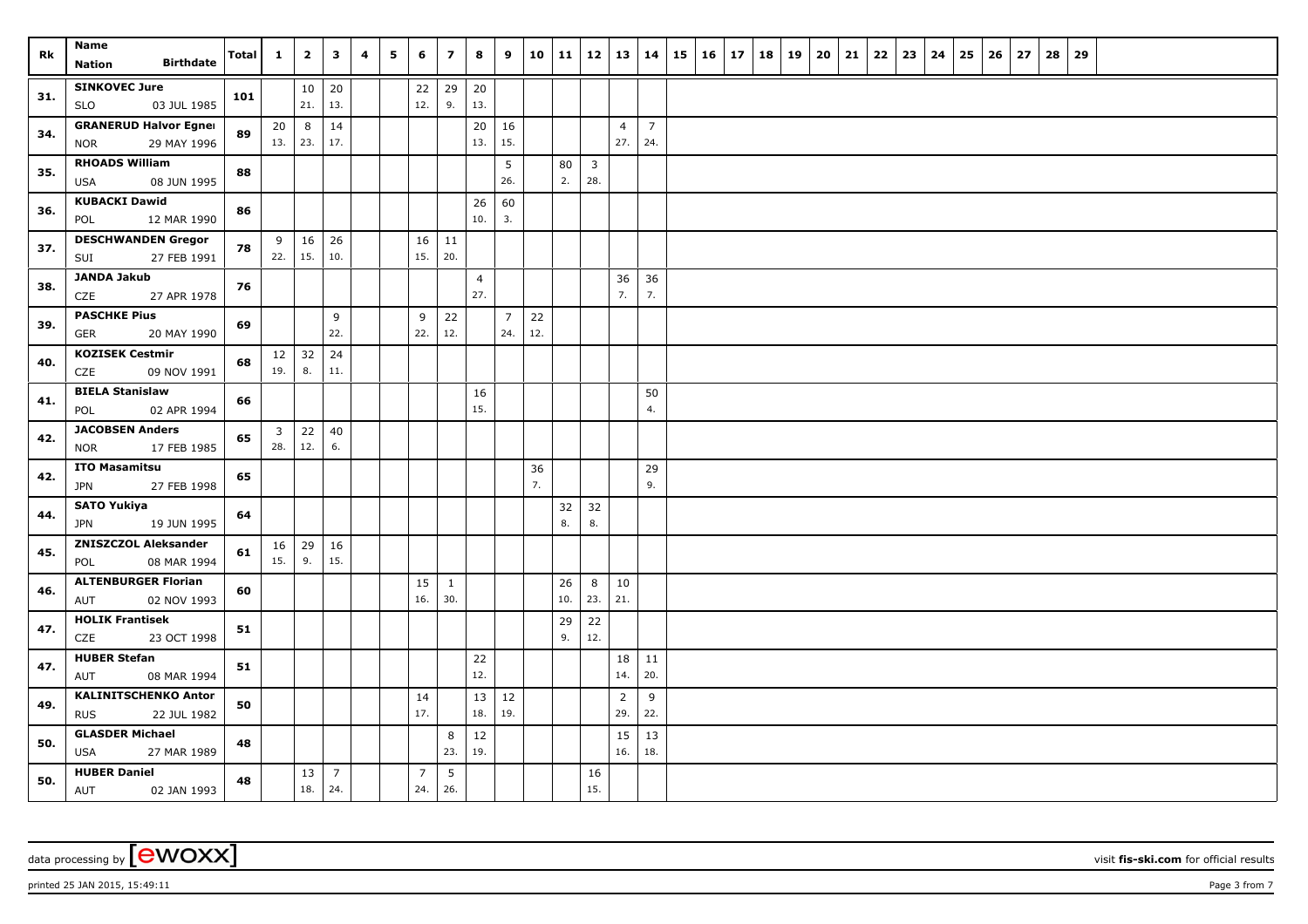| Rk | Name<br>Nation Birthdate | Total | 1 | 2 | 3 | 4 | 5 | 6 | 7 | 8 | 9 | 10 | 11 | 12 | 13 | 14 | 15 | 16 | 17 | 18 | 19 | 20 | 21 | 22 | 23 | 24 | 25 | 26 | 27 | 28 | 29 |
|---|---|---|---|---|---|---|---|---|---|---|---|---|---|---|---|---|---|---|---|---|---|---|---|---|---|---|---|---|---|---|---|
| 31. | **SINKOVEC Jure**<br>SLO 03 JUL 1985 | 101 | | 10<br>21. | 20<br>13. | | | 22<br>12. | 29<br>9. | 20<br>13. | | | | | | | | | | | | | | | | | | | | | |
| 34. | **GRANERUD Halvor Egner**<br>NOR 29 MAY 1996 | 89 | 20<br>13. | 8<br>23. | 14<br>17. | | | | | 20<br>13. | 16<br>15. | | | | 4<br>27. | 7<br>24. | | | | | | | | | | | | | | | |
| 35. | **RHOADS William**<br>USA 08 JUN 1995 | 88 | | | | | | | | | 5<br>26. | | 80<br>2. | 3<br>28. | | | | | | | | | | | | | | | | | |
| 36. | **KUBACKI Dawid**<br>POL 12 MAR 1990 | 86 | | | | | | | | 26<br>10. | 60<br>3. | | | | | | | | | | | | | | | | | | | | |
| 37. | **DESCHWANDEN Gregor**<br>SUI 27 FEB 1991 | 78 | 9<br>22. | 16<br>15. | 26<br>10. | | | 16<br>15. | 11<br>20. | | | | | | | | | | | | | | | | | | | | | | |
| 38. | **JANDA Jakub**<br>CZE 27 APR 1978 | 76 | | | | | | | | 4<br>27. | | | | | 36<br>7. | 36<br>7. | | | | | | | | | | | | | | | |
| 39. | **PASCHKE Pius**<br>GER 20 MAY 1990 | 69 | | | 9<br>22. | | | 9<br>22. | 22<br>12. | | 7<br>24. | 22<br>12. | | | | | | | | | | | | | | | | | | | |
| 40. | **KOZISEK Cestmir**<br>CZE 09 NOV 1991 | 68 | 12<br>19. | 32<br>8. | 24<br>11. | | | | | | | | | | | | | | | | | | | | | | | | | | |
| 41. | **BIELA Stanislaw**<br>POL 02 APR 1994 | 66 | | | | | | | | 16<br>15. | | | | | | 50<br>4. | | | | | | | | | | | | | | | |
| 42. | **JACOBSEN Anders**<br>NOR 17 FEB 1985 | 65 | 3<br>28. | 22<br>12. | 40<br>6. | | | | | | | | | | | | | | | | | | | | | | | | | | |
| 42. | **ITO Masamitsu**<br>JPN 27 FEB 1998 | 65 | | | | | | | | | | 36<br>7. | | | | 29<br>9. | | | | | | | | | | | | | | | |
| 44. | **SATO Yukiya**<br>JPN 19 JUN 1995 | 64 | | | | | | | | | | | 32<br>8. | 32<br>8. | | | | | | | | | | | | | | | | | |
| 45. | **ZNISZCZOL Aleksander**<br>POL 08 MAR 1994 | 61 | 16<br>15. | 29<br>9. | 16<br>15. | | | | | | | | | | | | | | | | | | | | | | | | | | |
| 46. | **ALTENBURGER Florian**<br>AUT 02 NOV 1993 | 60 | | | | | | 15<br>16. | 1<br>30. | | | | 26<br>10. | 8<br>23. | 10<br>21. | | | | | | | | | | | | | | | | |
| 47. | **HOLIK Frantisek**<br>CZE 23 OCT 1998 | 51 | | | | | | | | | | | 29<br>9. | 22<br>12. | | | | | | | | | | | | | | | | | |
| 47. | **HUBER Stefan**<br>AUT 08 MAR 1994 | 51 | | | | | | | | 22<br>12. | | | | | 18<br>14. | 11<br>20. | | | | | | | | | | | | | | | |
| 49. | **KALINITSCHENKO Anton**<br>RUS 22 JUL 1982 | 50 | | | | | | 14<br>17. | | 13<br>18. | 12<br>19. | | | | 2<br>29. | 9<br>22. | | | | | | | | | | | | | | | |
| 50. | **GLASDER Michael**<br>USA 27 MAR 1989 | 48 | | | | | | | 8<br>23. | 12<br>19. | | | | | 15<br>16. | 13<br>18. | | | | | | | | | | | | | | | |
| 50. | **HUBER Daniel**<br>AUT 02 JAN 1993 | 48 | | 13<br>18. | 7<br>24. | | | 7<br>24. | 5<br>26. | | | | | 16<br>15. | | | | | | | | | | | | | | | | | |

data processing by [ewoxx] visit **fis-ski.com** for official results

printed 25 JAN 2015, 15:49:11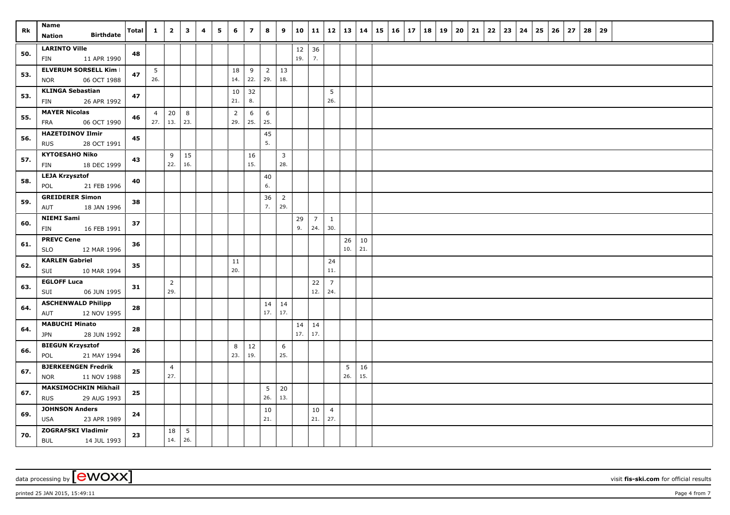| Rk | Name Nation Birthdate | Total | 1 | 2 | 3 | 4 | 5 | 6 | 7 | 8 | 9 | 10 | 11 | 12 | 13 | 14 | 15 | 16 | 17 | 18 | 19 | 20 | 21 | 22 | 23 | 24 | 25 | 26 | 27 | 28 | 29 |
|---|---|---|---|---|---|---|---|---|---|---|---|---|---|---|---|---|---|---|---|---|---|---|---|---|---|---|---|---|---|---|---|
| 50. | LARINTO Ville FIN 11 APR 1990 | 48 | | | | | | | | | | 12 19. | 36 7. | | | | | | | | | | | | | | | | | | |
| 53. | ELVERUM SORSELL Kim I NOR 06 OCT 1988 | 47 | 5 26. | | | | | 18 14. | 9 22. | 2 29. | 13 18. | | | | | | | | | | | | | | | | | | | | |
| 53. | KLINGA Sebastian FIN 26 APR 1992 | 47 | | | | | | 10 21. | 32 8. | | | | | 5 26. | | | | | | | | | | | | | | | | | |
| 55. | MAYER Nicolas FRA 06 OCT 1990 | 46 | 4 27. | 20 13. | 8 23. | | | 2 29. | 6 25. | 6 25. | | | | | | | | | | | | | | | | | | | | | |
| 56. | HAZETDINOV Ilmir RUS 28 OCT 1991 | 45 | | | | | | | | 45 5. | | | | | | | | | | | | | | | | | | | | | |
| 57. | KYTOESAHO Niko FIN 18 DEC 1999 | 43 | | 9 22. | 15 16. | | | | 16 15. | | 3 28. | | | | | | | | | | | | | | | | | | | | |
| 58. | LEJA Krzysztof POL 21 FEB 1996 | 40 | | | | | | | | 40 6. | | | | | | | | | | | | | | | | | | | | | |
| 59. | GREIDERER Simon AUT 18 JAN 1996 | 38 | | | | | | | | 36 7. | 2 29. | | | | | | | | | | | | | | | | | | | | |
| 60. | NIEMI Sami FIN 16 FEB 1991 | 37 | | | | | | | | | | 29 9. | 7 24. | 1 30. | | | | | | | | | | | | | | | | | |
| 61. | PREVC Cene SLO 12 MAR 1996 | 36 | | | | | | | | | | | | | 26 10. | 10 21. | | | | | | | | | | | | | | | |
| 62. | KARLEN Gabriel SUI 10 MAR 1994 | 35 | | | | | | 11 20. | | | | | | 24 11. | | | | | | | | | | | | | | | | | |
| 63. | EGLOFF Luca SUI 06 JUN 1995 | 31 | | 2 29. | | | | | | | | | 22 12. | 7 24. | | | | | | | | | | | | | | | | | |
| 64. | ASCHENWALD Philipp AUT 12 NOV 1995 | 28 | | | | | | | | 14 17. | 14 17. | | | | | | | | | | | | | | | | | | | | |
| 64. | MABUCHI Minato JPN 28 JUN 1992 | 28 | | | | | | | | | | 14 17. | 14 17. | | | | | | | | | | | | | | | | | | |
| 66. | BIEGUN Krzysztof POL 21 MAY 1994 | 26 | | | | | | 8 23. | 12 19. | | 6 25. | | | | | | | | | | | | | | | | | | | | |
| 67. | BJERKEENGEN Fredrik NOR 11 NOV 1988 | 25 | | 4 27. | | | | | | | | | | | 5 26. | 16 15. | | | | | | | | | | | | | | | |
| 67. | MAKSIMOCHKIN Mikhail RUS 29 AUG 1993 | 25 | | | | | | | | 5 26. | 20 13. | | | | | | | | | | | | | | | | | | | | |
| 69. | JOHNSON Anders USA 23 APR 1989 | 24 | | | | | | | | 10 21. | | | 10 21. | 4 27. | | | | | | | | | | | | | | | | | |
| 70. | ZOGRAFSKI Vladimir BUL 14 JUL 1993 | 23 | | 18 14. | 5 26. | | | | | | | | | | | | | | | | | | | | | | | | | | |

data processing by [ewoxx] visit fis-ski.com for official results

printed 25 JAN 2015, 15:49:11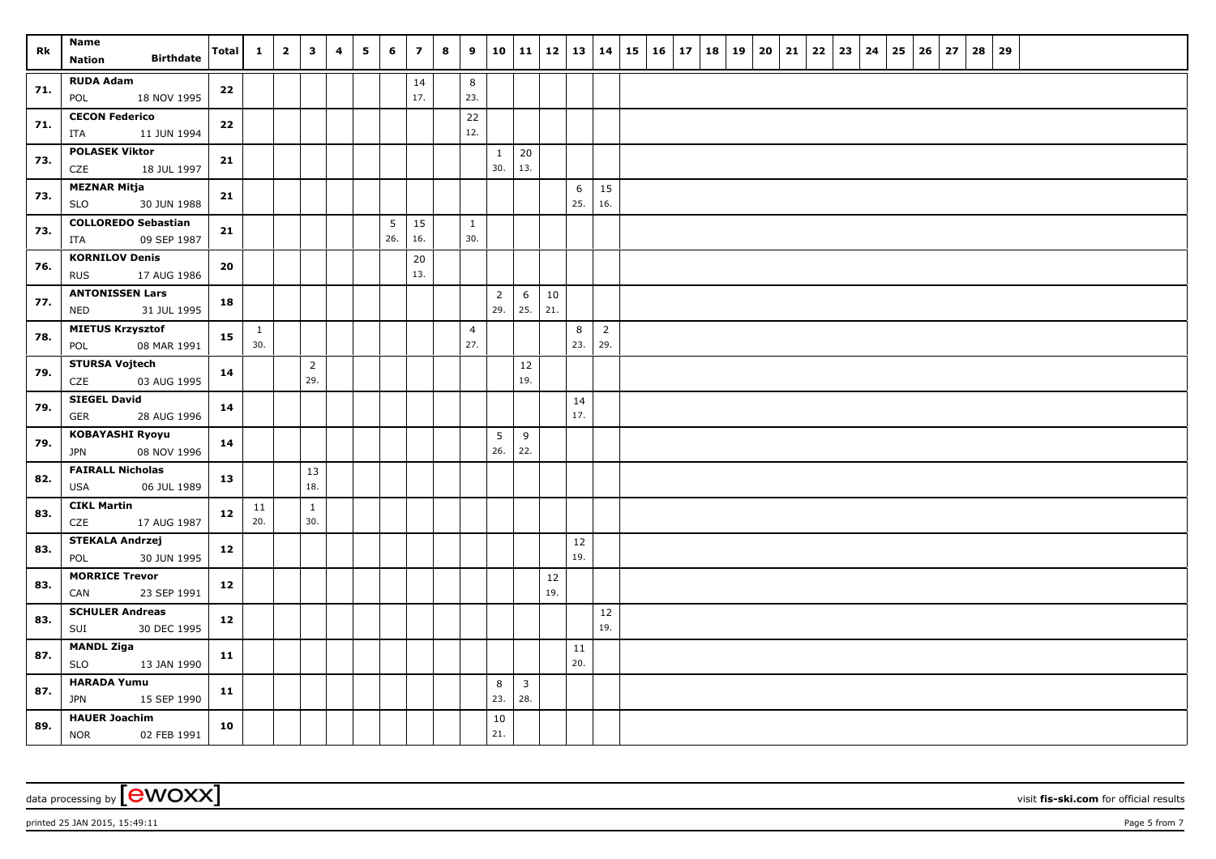| Rk | Name<br>Nation Birthdate | Total | 1 | 2 | 3 | 4 | 5 | 6 | 7 | 8 | 9 | 10 | 11 | 12 | 13 | 14 | 15 | 16 | 17 | 18 | 19 | 20 | 21 | 22 | 23 | 24 | 25 | 26 | 27 | 28 | 29 |
|---|---|---|---|---|---|---|---|---|---|---|---|---|---|---|---|---|---|---|---|---|---|---|---|---|---|---|---|---|---|---|---|
| 71. | RUDA Adam<br>POL 18 NOV 1995 | 22 | | | | | | | 14<br>17. | | 8<br>23. | | | | | | | | | | | | | | | | | | | | |
| 71. | CECON Federico<br>ITA 11 JUN 1994 | 22 | | | | | | | | | 22<br>12. | | | | | | | | | | | | | | | | | | | | |
| 73. | POLASEK Viktor<br>CZE 18 JUL 1997 | 21 | | | | | | | | | | 1<br>30. | 20<br>13. | | | | | | | | | | | | | | | | | | |
| 73. | MEZNAR Mitja<br>SLO 30 JUN 1988 | 21 | | | | | | | | | | | | | 6<br>25. | 15<br>16. | | | | | | | | | | | | | | | |
| 73. | COLLOREDO Sebastian<br>ITA 09 SEP 1987 | 21 | | | | | | 5<br>26. | 15<br>16. | | 1<br>30. | | | | | | | | | | | | | | | | | | | | |
| 76. | KORNILOV Denis<br>RUS 17 AUG 1986 | 20 | | | | | | | 20<br>13. | | | | | | | | | | | | | | | | | | | | | | |
| 77. | ANTONISSEN Lars<br>NED 31 JUL 1995 | 18 | | | | | | | | | | 2<br>29. | 6<br>25. | 10<br>21. | | | | | | | | | | | | | | | | | |
| 78. | MIETUS Krzysztof<br>POL 08 MAR 1991 | 15 | 1<br>30. | | | | | | | | 4<br>27. | | | | 8<br>23. | 2<br>29. | | | | | | | | | | | | | | | |
| 79. | STURSA Vojtech<br>CZE 03 AUG 1995 | 14 | | | 2<br>29. | | | | | | | | 12<br>19. | | | | | | | | | | | | | | | | | | |
| 79. | SIEGEL David<br>GER 28 AUG 1996 | 14 | | | | | | | | | | | | | 14<br>17. | | | | | | | | | | | | | | | | |
| 79. | KOBAYASHI Ryoyu<br>JPN 08 NOV 1996 | 14 | | | | | | | | | | 5<br>26. | 9<br>22. | | | | | | | | | | | | | | | | | | |
| 82. | FAIRALL Nicholas<br>USA 06 JUL 1989 | 13 | | | 13<br>18. | | | | | | | | | | | | | | | | | | | | | | | | | | |
| 83. | CIKL Martin<br>CZE 17 AUG 1987 | 12 | 11<br>20. | | 1<br>30. | | | | | | | | | | | | | | | | | | | | | | | | | | |
| 83. | STEKALA Andrzej<br>POL 30 JUN 1995 | 12 | | | | | | | | | | | | | 12<br>19. | | | | | | | | | | | | | | | | |
| 83. | MORRICE Trevor<br>CAN 23 SEP 1991 | 12 | | | | | | | | | | | | 12<br>19. | | | | | | | | | | | | | | | | | |
| 83. | SCHULER Andreas<br>SUI 30 DEC 1995 | 12 | | | | | | | | | | | | | | 12<br>19. | | | | | | | | | | | | | | | |
| 87. | MANDL Ziga<br>SLO 13 JAN 1990 | 11 | | | | | | | | | | | | | 11<br>20. | | | | | | | | | | | | | | | | |
| 87. | HARADA Yumu<br>JPN 15 SEP 1990 | 11 | | | | | | | | | | 8<br>23. | 3<br>28. | | | | | | | | | | | | | | | | | | |
| 89. | HAUER Joachim<br>NOR 02 FEB 1991 | 10 | | | | | | | | | | 10<br>21. | | | | | | | | | | | | | | | | | | | |

data processing by [ewoxx] visit fis-ski.com for official results

printed 25 JAN 2015, 15:49:11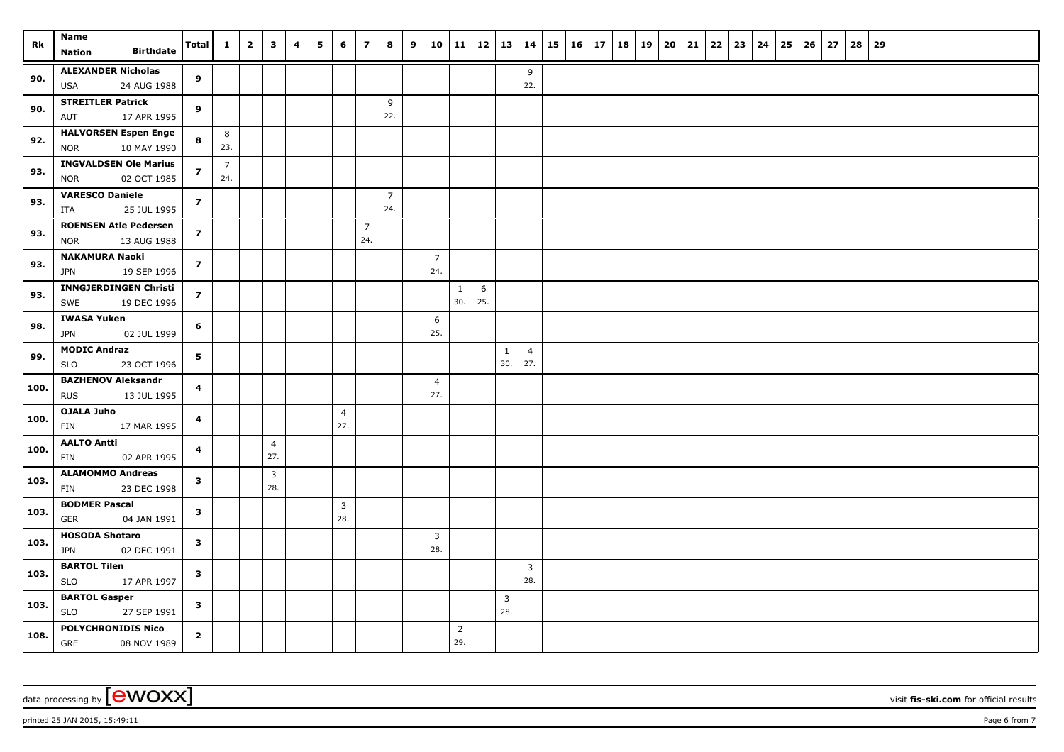| Rk | Name / Nation / Birthdate | Total | 1 | 2 | 3 | 4 | 5 | 6 | 7 | 8 | 9 | 10 | 11 | 12 | 13 | 14 | 15 | 16 | 17 | 18 | 19 | 20 | 21 | 22 | 23 | 24 | 25 | 26 | 27 | 28 | 29 |
|---|---|---|---|---|---|---|---|---|---|---|---|---|---|---|---|---|---|---|---|---|---|---|---|---|---|---|---|---|---|---|---|
| 90. | ALEXANDER Nicholas<br>USA 24 AUG 1988 | 9 | | | | | | | | | | | | | | 9<br>22. | | | | | | | | | | | | | | | |
| 90. | STREITLER Patrick<br>AUT 17 APR 1995 | 9 | | | | | | | | 9<br>22. | | | | | | | | | | | | | | | | | | | | | |
| 92. | HALVORSEN Espen Enge<br>NOR 10 MAY 1990 | 8 | 8<br>23. | | | | | | | | | | | | | | | | | | | | | | | | | | | | |
| 93. | INGVALDSEN Ole Marius<br>NOR 02 OCT 1985 | 7 | 7<br>24. | | | | | | | | | | | | | | | | | | | | | | | | | | | | |
| 93. | VARESCO Daniele<br>ITA 25 JUL 1995 | 7 | | | | | | | | 7<br>24. | | | | | | | | | | | | | | | | | | | | | |
| 93. | ROENSEN Atle Pedersen<br>NOR 13 AUG 1988 | 7 | | | | | | | 7<br>24. | | | | | | | | | | | | | | | | | | | | | | |
| 93. | NAKAMURA Naoki<br>JPN 19 SEP 1996 | 7 | | | | | | | | | | 7<br>24. | | | | | | | | | | | | | | | | | | | |
| 93. | INNGJERDINGEN Christi<br>SWE 19 DEC 1996 | 7 | | | | | | | | | | | 1<br>30. | 6<br>25. | | | | | | | | | | | | | | | | | |
| 98. | IWASA Yuken<br>JPN 02 JUL 1999 | 6 | | | | | | | | | | 6<br>25. | | | | | | | | | | | | | | | | | | | |
| 99. | MODIC Andraz<br>SLO 23 OCT 1996 | 5 | | | | | | | | | | | | | 1<br>30. | 4<br>27. | | | | | | | | | | | | | | | |
| 100. | BAZHENOV Aleksandr<br>RUS 13 JUL 1995 | 4 | | | | | | | | | | 4<br>27. | | | | | | | | | | | | | | | | | | | |
| 100. | OJALA Juho<br>FIN 17 MAR 1995 | 4 | | | | | | 4<br>27. | | | | | | | | | | | | | | | | | | | | | | | |
| 100. | AALTO Antti<br>FIN 02 APR 1995 | 4 | | | 4<br>27. | | | | | | | | | | | | | | | | | | | | | | | | | | |
| 103. | ALAMOMMO Andreas<br>FIN 23 DEC 1998 | 3 | | | 3<br>28. | | | | | | | | | | | | | | | | | | | | | | | | | | |
| 103. | BODMER Pascal<br>GER 04 JAN 1991 | 3 | | | | | | 3<br>28. | | | | | | | | | | | | | | | | | | | | | | | |
| 103. | HOSODA Shotaro<br>JPN 02 DEC 1991 | 3 | | | | | | | | | | 3<br>28. | | | | | | | | | | | | | | | | | | | |
| 103. | BARTOL Tilen<br>SLO 17 APR 1997 | 3 | | | | | | | | | | | | | | 3<br>28. | | | | | | | | | | | | | | | |
| 103. | BARTOL Gasper<br>SLO 27 SEP 1991 | 3 | | | | | | | | | | | | | 3<br>28. | | | | | | | | | | | | | | | | |
| 108. | POLYCHRONIDIS Nico<br>GRE 08 NOV 1989 | 2 | | | | | | | | | | | 2<br>29. | | | | | | | | | | | | | | | | | | |

data processing by [ewoxx]

visit fis-ski.com for official results

printed 25 JAN 2015, 15:49:11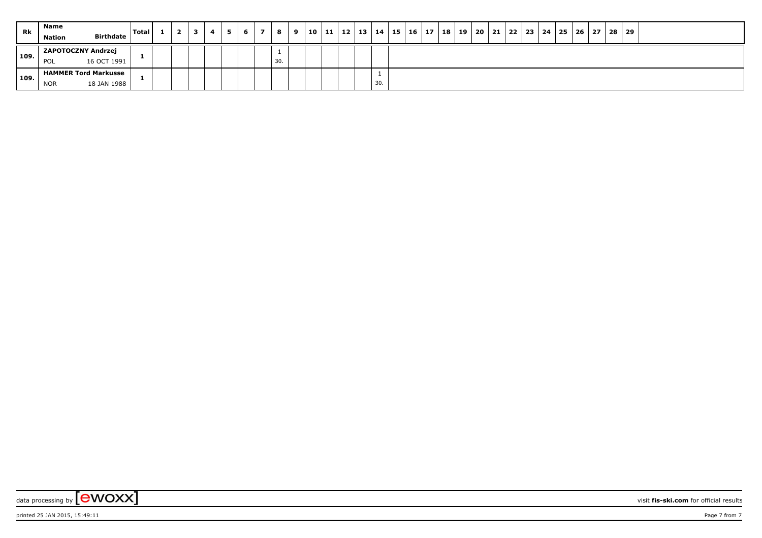| Rk | Name<br>Nation Birthdate | Total | 1 | 2 | 3 | 4 | 5 | 6 | 7 | 8 | 9 | 10 | 11 | 12 | 13 | 14 | 15 | 16 | 17 | 18 | 19 | 20 | 21 | 22 | 23 | 24 | 25 | 26 | 27 | 28 | 29 |
|---|---|---|---|---|---|---|---|---|---|---|---|---|---|---|---|---|---|---|---|---|---|---|---|---|---|---|---|---|---|---|---|
| 109. | **ZAPOTOCZNY Andrzej**<br>POL 16 OCT 1991 | 1 | | | | | | | | 1<br>30. | | | | | | | | | | | | | | | | | | | | | |
| 109. | **HAMMER Tord Markusse**<br>NOR 18 JAN 1988 | 1 | | | | | | | | | | | | | | 1<br>30. | | | | | | | | | | | | | | | |

data processing by [ewoxx] visit **fis-ski.com** for official results

printed 25 JAN 2015, 15:49:11